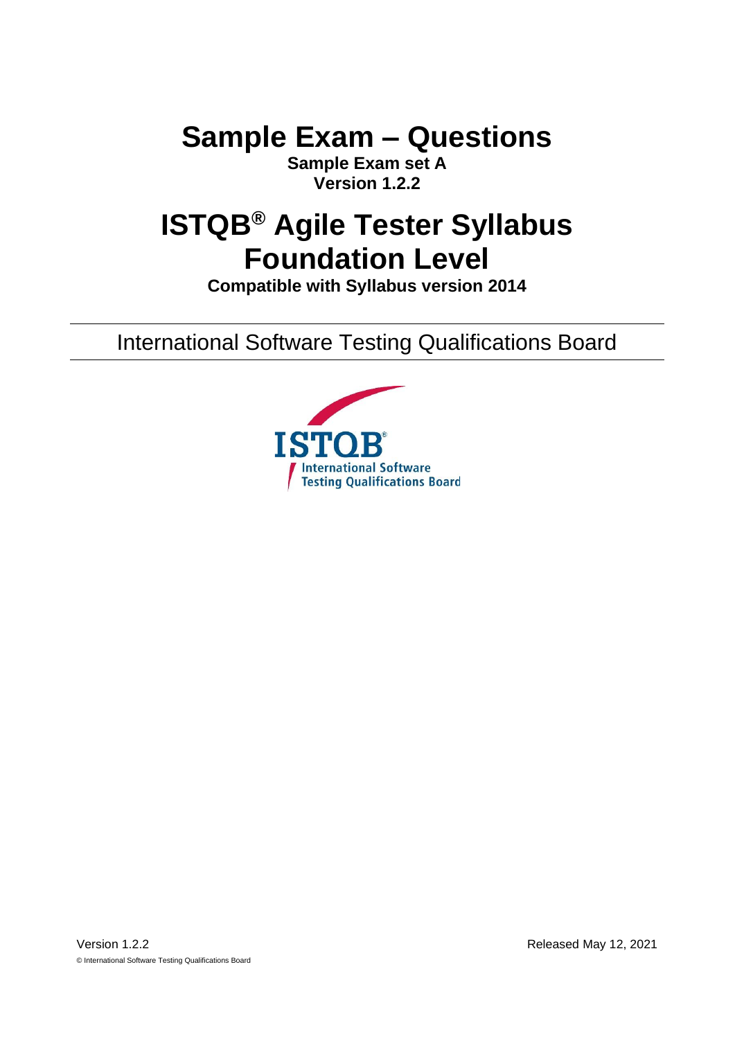# Sample Exam – Questions

**Sample Exam set A**
**Version 1.2.2**

# ISTQB® Agile Tester Syllabus Foundation Level

**Compatible with Syllabus version 2014**

International Software Testing Qualifications Board

Version 1.2.2

Released May 12, 2021

© International Software Testing Qualifications Board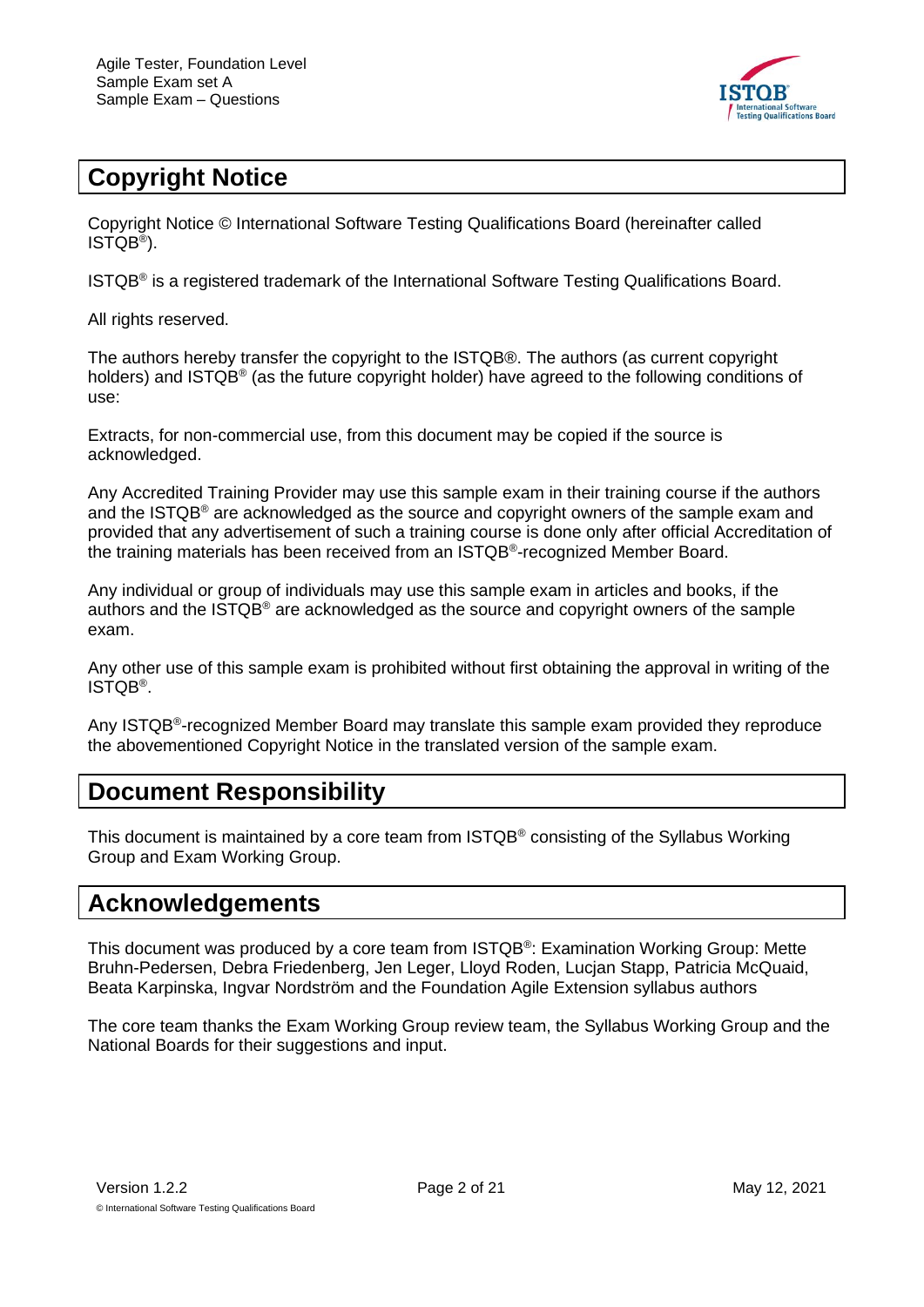## Copyright Notice

Copyright Notice © International Software Testing Qualifications Board (hereinafter called ISTQB®).

ISTQB® is a registered trademark of the International Software Testing Qualifications Board.

All rights reserved.

The authors hereby transfer the copyright to the ISTQB®. The authors (as current copyright holders) and ISTQB® (as the future copyright holder) have agreed to the following conditions of use:

Extracts, for non-commercial use, from this document may be copied if the source is acknowledged.

Any Accredited Training Provider may use this sample exam in their training course if the authors and the ISTQB® are acknowledged as the source and copyright owners of the sample exam and provided that any advertisement of such a training course is done only after official Accreditation of the training materials has been received from an ISTQB®-recognized Member Board.

Any individual or group of individuals may use this sample exam in articles and books, if the authors and the ISTQB® are acknowledged as the source and copyright owners of the sample exam.

Any other use of this sample exam is prohibited without first obtaining the approval in writing of the ISTQB®.

Any ISTQB®-recognized Member Board may translate this sample exam provided they reproduce the abovementioned Copyright Notice in the translated version of the sample exam.

## Document Responsibility

This document is maintained by a core team from ISTQB® consisting of the Syllabus Working Group and Exam Working Group.

## Acknowledgements

This document was produced by a core team from ISTQB®: Examination Working Group: Mette Bruhn-Pedersen, Debra Friedenberg, Jen Leger, Lloyd Roden, Lucjan Stapp, Patricia McQuaid, Beata Karpinska, Ingvar Nordström and the Foundation Agile Extension syllabus authors

The core team thanks the Exam Working Group review team, the Syllabus Working Group and the National Boards for their suggestions and input.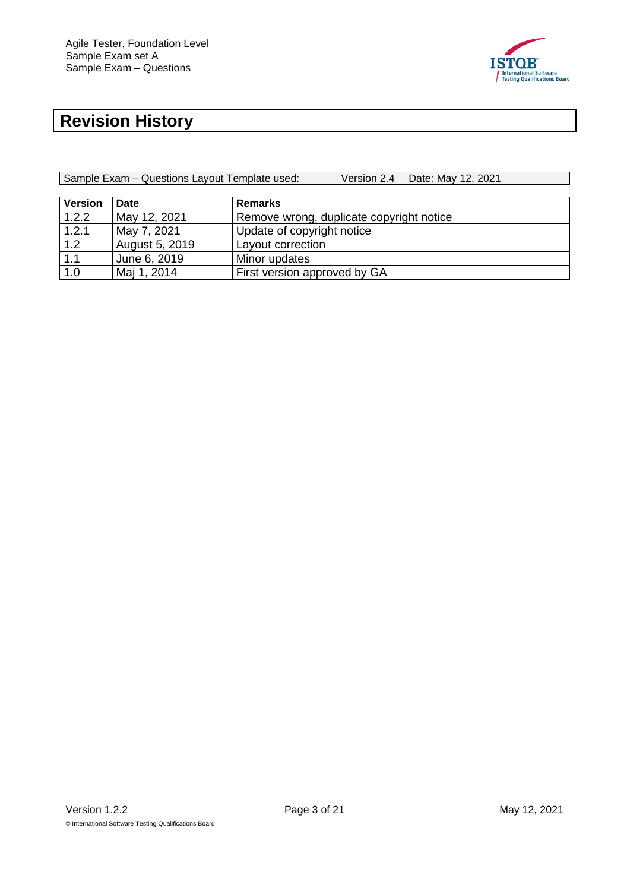# Revision History

| Sample Exam – Questions Layout Template used: | Version 2.4 | Date: May 12, 2021 |
|---|---|---|

| Version | Date | Remarks |
|---|---|---|
| 1.2.2 | May 12, 2021 | Remove wrong, duplicate copyright notice |
| 1.2.1 | May 7, 2021 | Update of copyright notice |
| 1.2 | August 5, 2019 | Layout correction |
| 1.1 | June 6, 2019 | Minor updates |
| 1.0 | Maj 1, 2014 | First version approved by GA |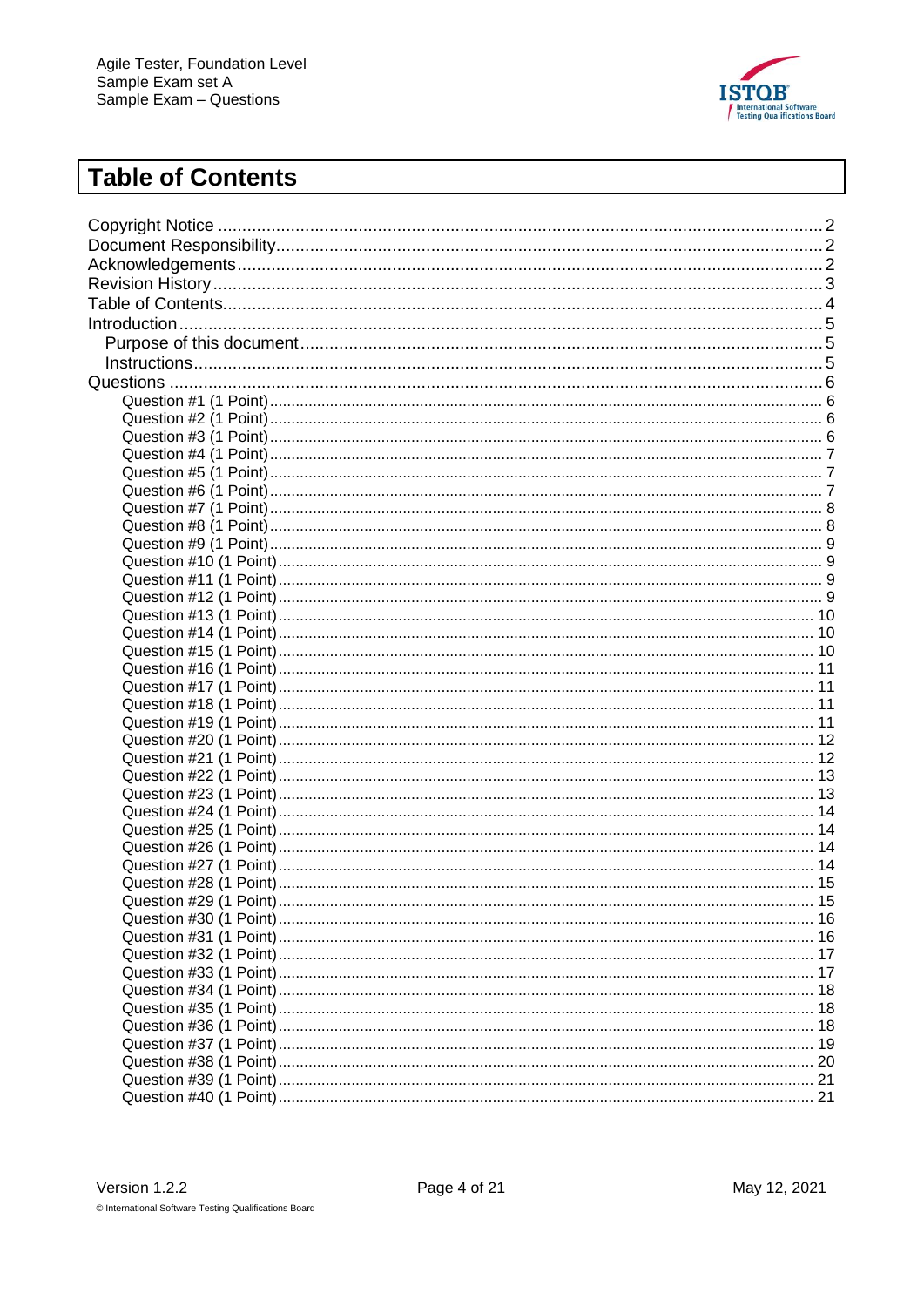# Table of Contents

Copyright Notice ............................................................................................................................ 2
Document Responsibility.................................................................................................................. 2
Acknowledgements.......................................................................................................................... 2
Revision History ............................................................................................................................... 3
Table of Contents............................................................................................................................. 4
Introduction ...................................................................................................................................... 5
Purpose of this document ............................................................................................................. 5
Instructions .................................................................................................................................... 5
Questions ......................................................................................................................................... 6
Question #1 (1 Point) ................................................................................................................. 6
Question #2 (1 Point) ................................................................................................................. 6
Question #3 (1 Point) ................................................................................................................. 6
Question #4 (1 Point) ................................................................................................................. 7
Question #5 (1 Point) ................................................................................................................. 7
Question #6 (1 Point) ................................................................................................................. 7
Question #7 (1 Point) ................................................................................................................. 8
Question #8 (1 Point) ................................................................................................................. 8
Question #9 (1 Point) ................................................................................................................. 9
Question #10 (1 Point) ............................................................................................................... 9
Question #11 (1 Point) ............................................................................................................... 9
Question #12 (1 Point) ............................................................................................................... 9
Question #13 (1 Point) ............................................................................................................. 10
Question #14 (1 Point) ............................................................................................................. 10
Question #15 (1 Point) ............................................................................................................. 10
Question #16 (1 Point) ............................................................................................................. 11
Question #17 (1 Point) ............................................................................................................. 11
Question #18 (1 Point) ............................................................................................................. 11
Question #19 (1 Point) ............................................................................................................. 11
Question #20 (1 Point) ............................................................................................................. 12
Question #21 (1 Point) ............................................................................................................. 12
Question #22 (1 Point) ............................................................................................................. 13
Question #23 (1 Point) ............................................................................................................. 13
Question #24 (1 Point) ............................................................................................................. 14
Question #25 (1 Point) ............................................................................................................. 14
Question #26 (1 Point) ............................................................................................................. 14
Question #27 (1 Point) ............................................................................................................. 14
Question #28 (1 Point) ............................................................................................................. 15
Question #29 (1 Point) ............................................................................................................. 15
Question #30 (1 Point) ............................................................................................................. 16
Question #31 (1 Point) ............................................................................................................. 16
Question #32 (1 Point) ............................................................................................................. 17
Question #33 (1 Point) ............................................................................................................. 17
Question #34 (1 Point) ............................................................................................................. 18
Question #35 (1 Point) ............................................................................................................. 18
Question #36 (1 Point) ............................................................................................................. 18
Question #37 (1 Point) ............................................................................................................. 19
Question #38 (1 Point) ............................................................................................................. 20
Question #39 (1 Point) ............................................................................................................. 21
Question #40 (1 Point) ............................................................................................................. 21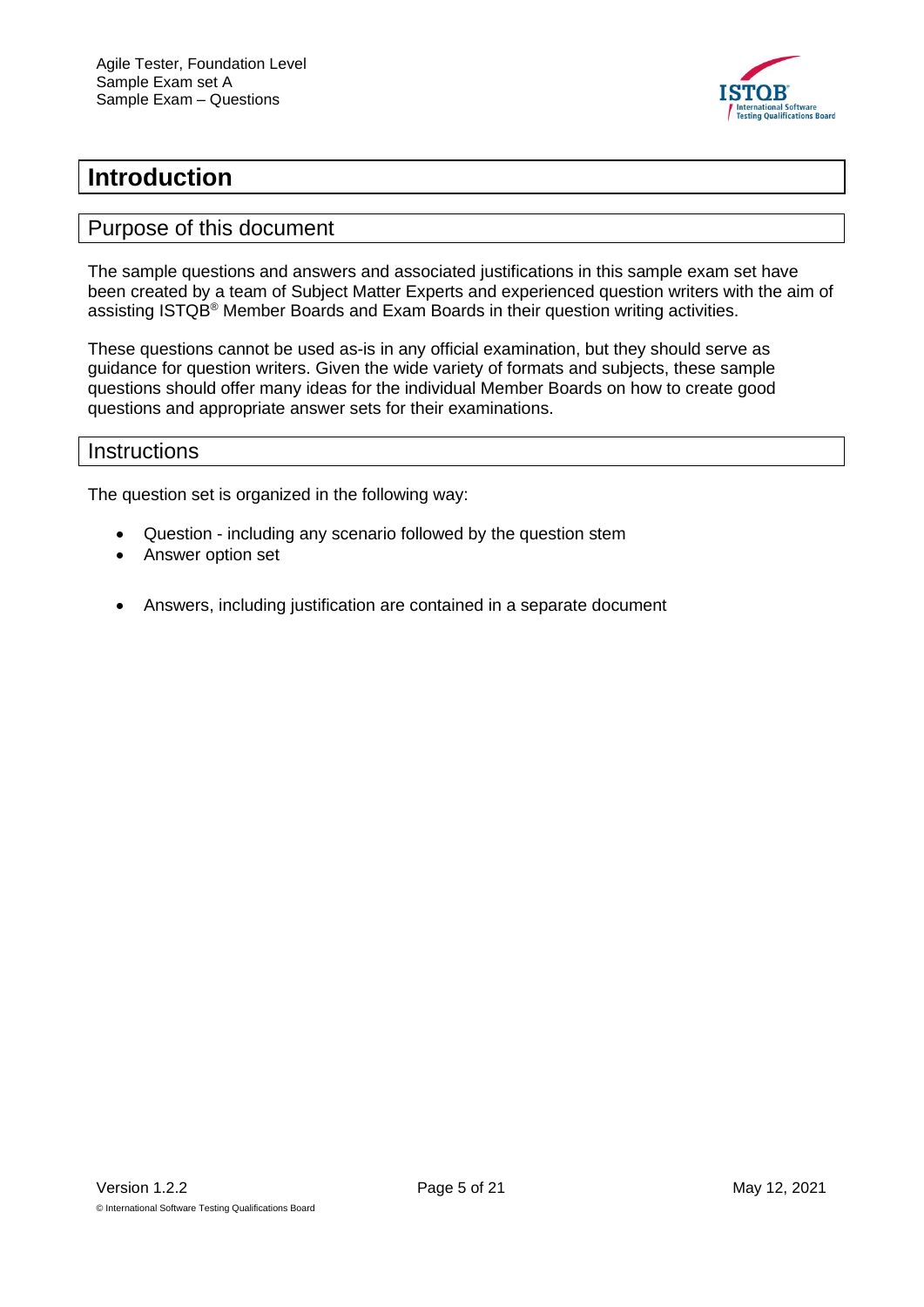# Introduction

## Purpose of this document

The sample questions and answers and associated justifications in this sample exam set have been created by a team of Subject Matter Experts and experienced question writers with the aim of assisting ISTQB® Member Boards and Exam Boards in their question writing activities.

These questions cannot be used as-is in any official examination, but they should serve as guidance for question writers. Given the wide variety of formats and subjects, these sample questions should offer many ideas for the individual Member Boards on how to create good questions and appropriate answer sets for their examinations.

## Instructions

The question set is organized in the following way:

- Question - including any scenario followed by the question stem
- Answer option set

- Answers, including justification are contained in a separate document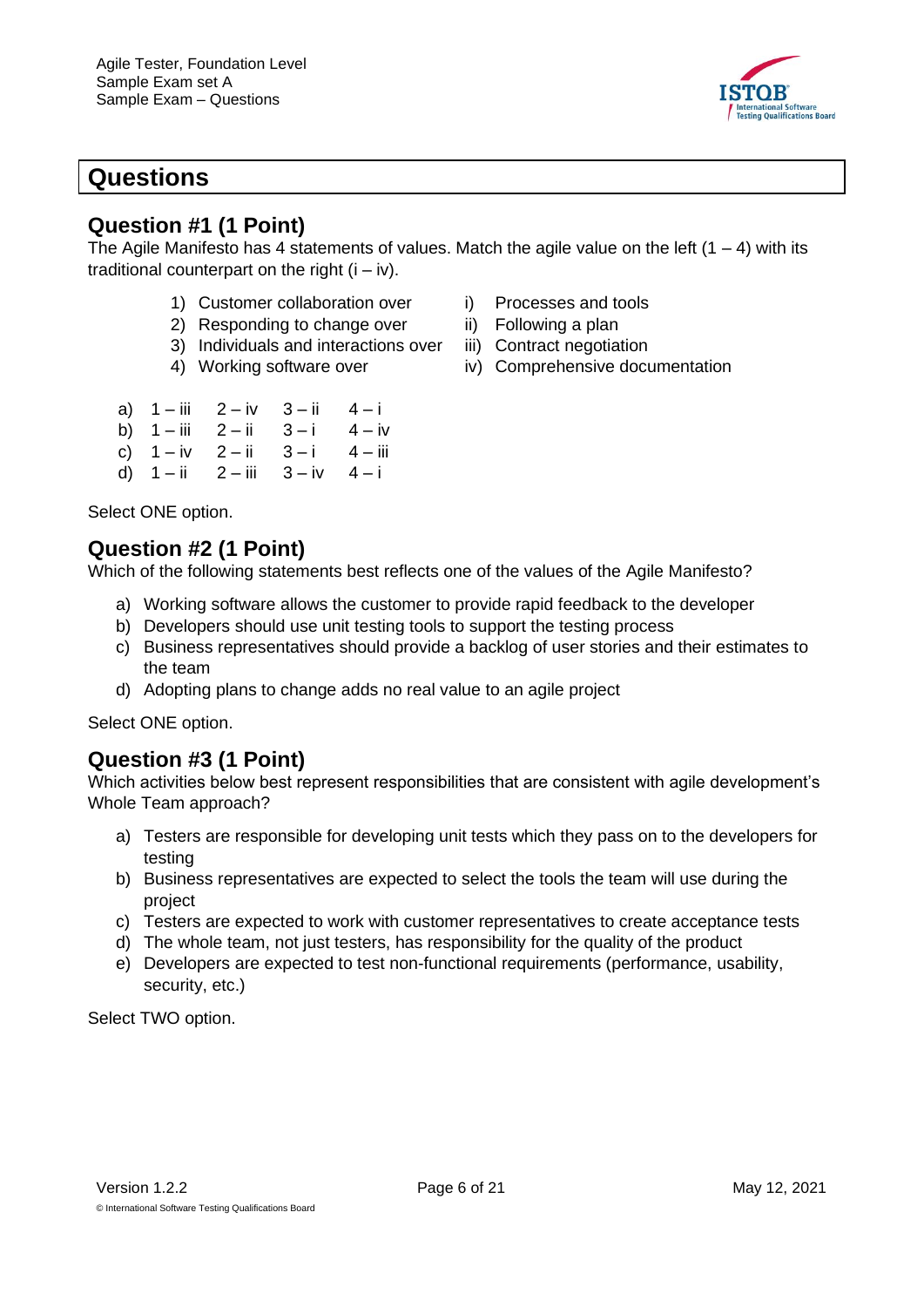# Questions

## Question #1 (1 Point)

The Agile Manifesto has 4 statements of values. Match the agile value on the left (1 – 4) with its traditional counterpart on the right (i – iv).

1) Customer collaboration over
2) Responding to change over
3) Individuals and interactions over
4) Working software over

i) Processes and tools
ii) Following a plan
iii) Contract negotiation
iv) Comprehensive documentation

a) 1 – iii 2 – iv 3 – ii 4 – i
b) 1 – iii 2 – ii 3 – i 4 – iv
c) 1 – iv 2 – ii 3 – i 4 – iii
d) 1 – ii 2 – iii 3 – iv 4 – i

Select ONE option.

## Question #2 (1 Point)

Which of the following statements best reflects one of the values of the Agile Manifesto?

a) Working software allows the customer to provide rapid feedback to the developer
b) Developers should use unit testing tools to support the testing process
c) Business representatives should provide a backlog of user stories and their estimates to the team
d) Adopting plans to change adds no real value to an agile project

Select ONE option.

## Question #3 (1 Point)

Which activities below best represent responsibilities that are consistent with agile development's Whole Team approach?

a) Testers are responsible for developing unit tests which they pass on to the developers for testing
b) Business representatives are expected to select the tools the team will use during the project
c) Testers are expected to work with customer representatives to create acceptance tests
d) The whole team, not just testers, has responsibility for the quality of the product
e) Developers are expected to test non-functional requirements (performance, usability, security, etc.)

Select TWO option.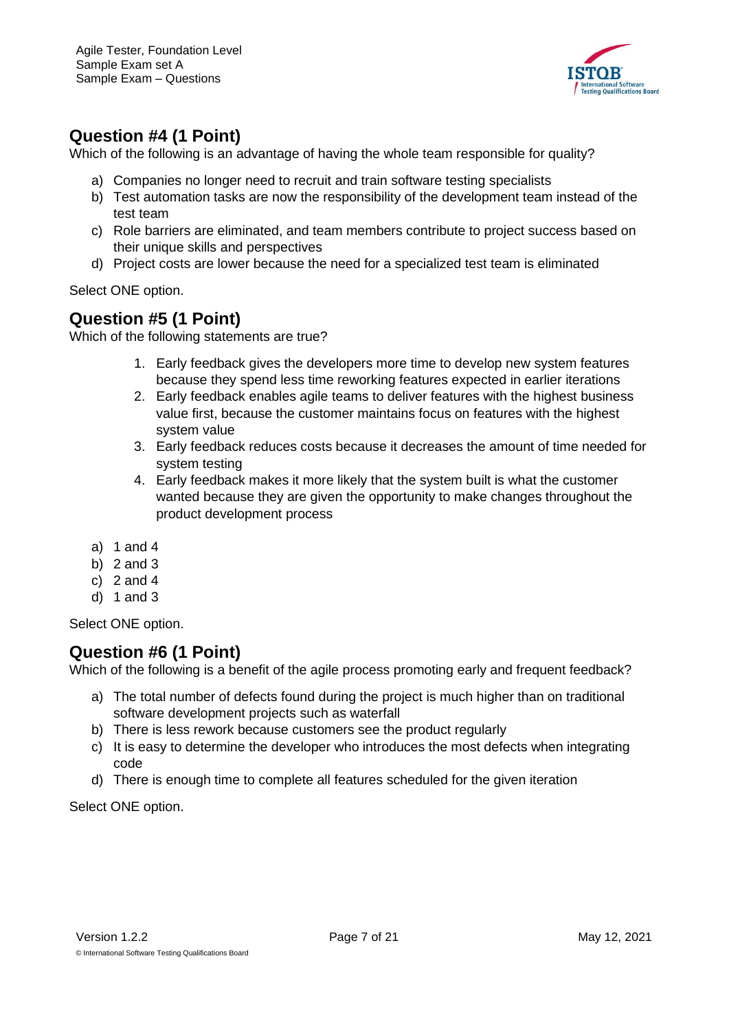## Question #4 (1 Point)

Which of the following is an advantage of having the whole team responsible for quality?

a) Companies no longer need to recruit and train software testing specialists
b) Test automation tasks are now the responsibility of the development team instead of the test team
c) Role barriers are eliminated, and team members contribute to project success based on their unique skills and perspectives
d) Project costs are lower because the need for a specialized test team is eliminated

Select ONE option.

## Question #5 (1 Point)

Which of the following statements are true?

1. Early feedback gives the developers more time to develop new system features because they spend less time reworking features expected in earlier iterations
2. Early feedback enables agile teams to deliver features with the highest business value first, because the customer maintains focus on features with the highest system value
3. Early feedback reduces costs because it decreases the amount of time needed for system testing
4. Early feedback makes it more likely that the system built is what the customer wanted because they are given the opportunity to make changes throughout the product development process

a) 1 and 4
b) 2 and 3
c) 2 and 4
d) 1 and 3

Select ONE option.

## Question #6 (1 Point)

Which of the following is a benefit of the agile process promoting early and frequent feedback?

a) The total number of defects found during the project is much higher than on traditional software development projects such as waterfall
b) There is less rework because customers see the product regularly
c) It is easy to determine the developer who introduces the most defects when integrating code
d) There is enough time to complete all features scheduled for the given iteration

Select ONE option.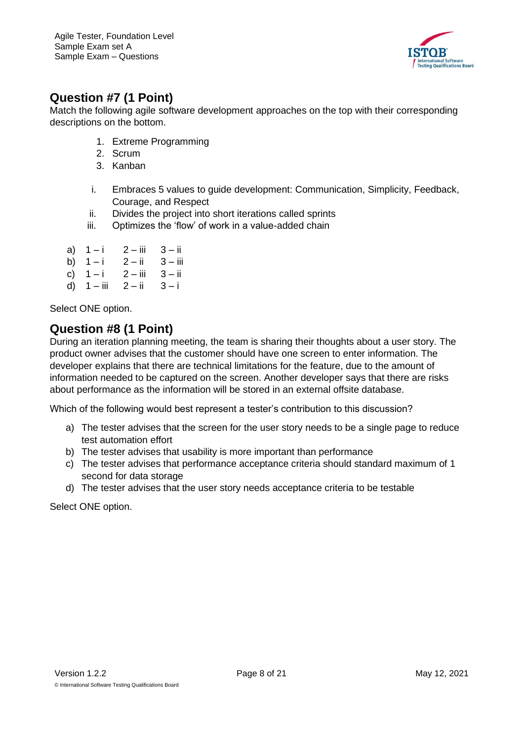## Question #7 (1 Point)

Match the following agile software development approaches on the top with their corresponding descriptions on the bottom.

1. Extreme Programming
2. Scrum
3. Kanban

i. Embraces 5 values to guide development: Communication, Simplicity, Feedback, Courage, and Respect
ii. Divides the project into short iterations called sprints
iii. Optimizes the 'flow' of work in a value-added chain

a) 1 – i    2 – iii    3 – ii
b) 1 – i    2 – ii    3 – iii
c) 1 – i    2 – iii    3 – ii
d) 1 – iii    2 – ii    3 – i

Select ONE option.

## Question #8 (1 Point)

During an iteration planning meeting, the team is sharing their thoughts about a user story. The product owner advises that the customer should have one screen to enter information. The developer explains that there are technical limitations for the feature, due to the amount of information needed to be captured on the screen. Another developer says that there are risks about performance as the information will be stored in an external offsite database.

Which of the following would best represent a tester's contribution to this discussion?

a) The tester advises that the screen for the user story needs to be a single page to reduce test automation effort
b) The tester advises that usability is more important than performance
c) The tester advises that performance acceptance criteria should standard maximum of 1 second for data storage
d) The tester advises that the user story needs acceptance criteria to be testable

Select ONE option.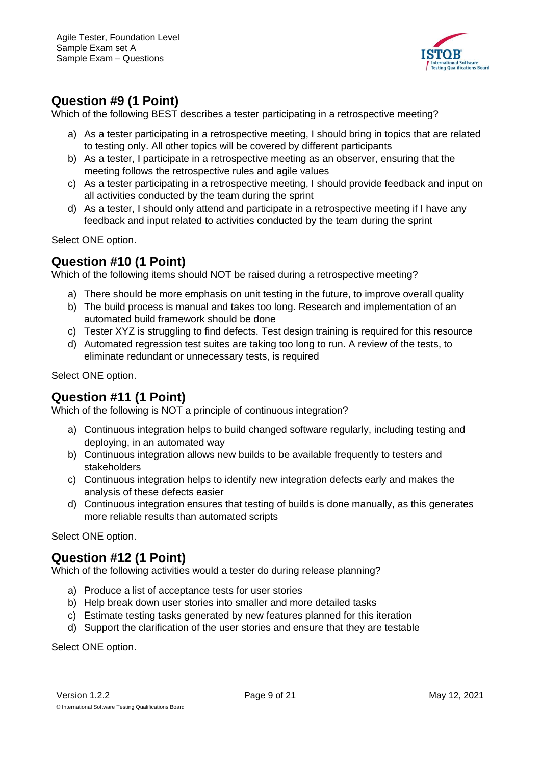## Question #9 (1 Point)

Which of the following BEST describes a tester participating in a retrospective meeting?

a) As a tester participating in a retrospective meeting, I should bring in topics that are related to testing only. All other topics will be covered by different participants
b) As a tester, I participate in a retrospective meeting as an observer, ensuring that the meeting follows the retrospective rules and agile values
c) As a tester participating in a retrospective meeting, I should provide feedback and input on all activities conducted by the team during the sprint
d) As a tester, I should only attend and participate in a retrospective meeting if I have any feedback and input related to activities conducted by the team during the sprint

Select ONE option.

## Question #10 (1 Point)

Which of the following items should NOT be raised during a retrospective meeting?

a) There should be more emphasis on unit testing in the future, to improve overall quality
b) The build process is manual and takes too long. Research and implementation of an automated build framework should be done
c) Tester XYZ is struggling to find defects. Test design training is required for this resource
d) Automated regression test suites are taking too long to run. A review of the tests, to eliminate redundant or unnecessary tests, is required

Select ONE option.

## Question #11 (1 Point)

Which of the following is NOT a principle of continuous integration?

a) Continuous integration helps to build changed software regularly, including testing and deploying, in an automated way
b) Continuous integration allows new builds to be available frequently to testers and stakeholders
c) Continuous integration helps to identify new integration defects early and makes the analysis of these defects easier
d) Continuous integration ensures that testing of builds is done manually, as this generates more reliable results than automated scripts

Select ONE option.

## Question #12 (1 Point)

Which of the following activities would a tester do during release planning?

a) Produce a list of acceptance tests for user stories
b) Help break down user stories into smaller and more detailed tasks
c) Estimate testing tasks generated by new features planned for this iteration
d) Support the clarification of the user stories and ensure that they are testable

Select ONE option.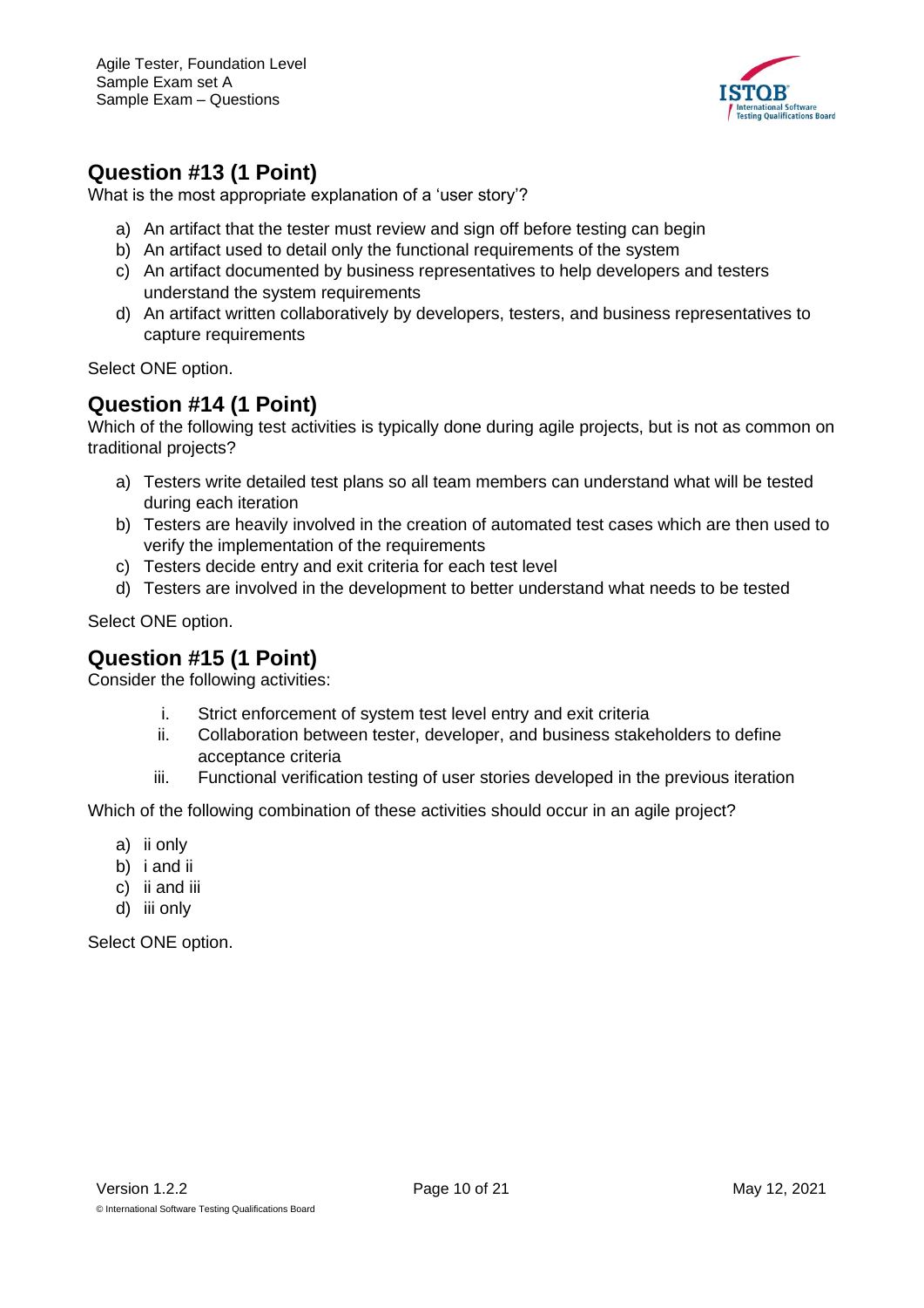## Question #13 (1 Point)

What is the most appropriate explanation of a 'user story'?

a) An artifact that the tester must review and sign off before testing can begin
b) An artifact used to detail only the functional requirements of the system
c) An artifact documented by business representatives to help developers and testers understand the system requirements
d) An artifact written collaboratively by developers, testers, and business representatives to capture requirements

Select ONE option.

## Question #14 (1 Point)

Which of the following test activities is typically done during agile projects, but is not as common on traditional projects?

a) Testers write detailed test plans so all team members can understand what will be tested during each iteration
b) Testers are heavily involved in the creation of automated test cases which are then used to verify the implementation of the requirements
c) Testers decide entry and exit criteria for each test level
d) Testers are involved in the development to better understand what needs to be tested

Select ONE option.

## Question #15 (1 Point)

Consider the following activities:

i. Strict enforcement of system test level entry and exit criteria
ii. Collaboration between tester, developer, and business stakeholders to define acceptance criteria
iii. Functional verification testing of user stories developed in the previous iteration

Which of the following combination of these activities should occur in an agile project?

a) ii only
b) i and ii
c) ii and iii
d) iii only

Select ONE option.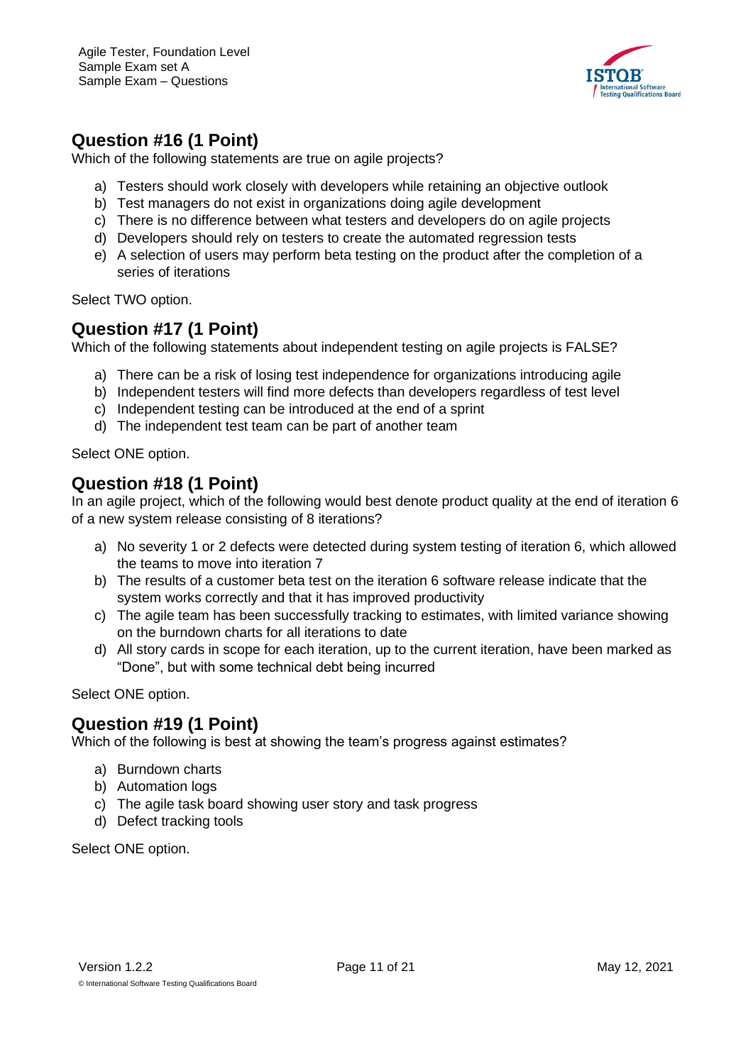## Question #16 (1 Point)

Which of the following statements are true on agile projects?

a) Testers should work closely with developers while retaining an objective outlook
b) Test managers do not exist in organizations doing agile development
c) There is no difference between what testers and developers do on agile projects
d) Developers should rely on testers to create the automated regression tests
e) A selection of users may perform beta testing on the product after the completion of a series of iterations

Select TWO option.

## Question #17 (1 Point)

Which of the following statements about independent testing on agile projects is FALSE?

a) There can be a risk of losing test independence for organizations introducing agile
b) Independent testers will find more defects than developers regardless of test level
c) Independent testing can be introduced at the end of a sprint
d) The independent test team can be part of another team

Select ONE option.

## Question #18 (1 Point)

In an agile project, which of the following would best denote product quality at the end of iteration 6 of a new system release consisting of 8 iterations?

a) No severity 1 or 2 defects were detected during system testing of iteration 6, which allowed the teams to move into iteration 7
b) The results of a customer beta test on the iteration 6 software release indicate that the system works correctly and that it has improved productivity
c) The agile team has been successfully tracking to estimates, with limited variance showing on the burndown charts for all iterations to date
d) All story cards in scope for each iteration, up to the current iteration, have been marked as "Done", but with some technical debt being incurred

Select ONE option.

## Question #19 (1 Point)

Which of the following is best at showing the team's progress against estimates?

a) Burndown charts
b) Automation logs
c) The agile task board showing user story and task progress
d) Defect tracking tools

Select ONE option.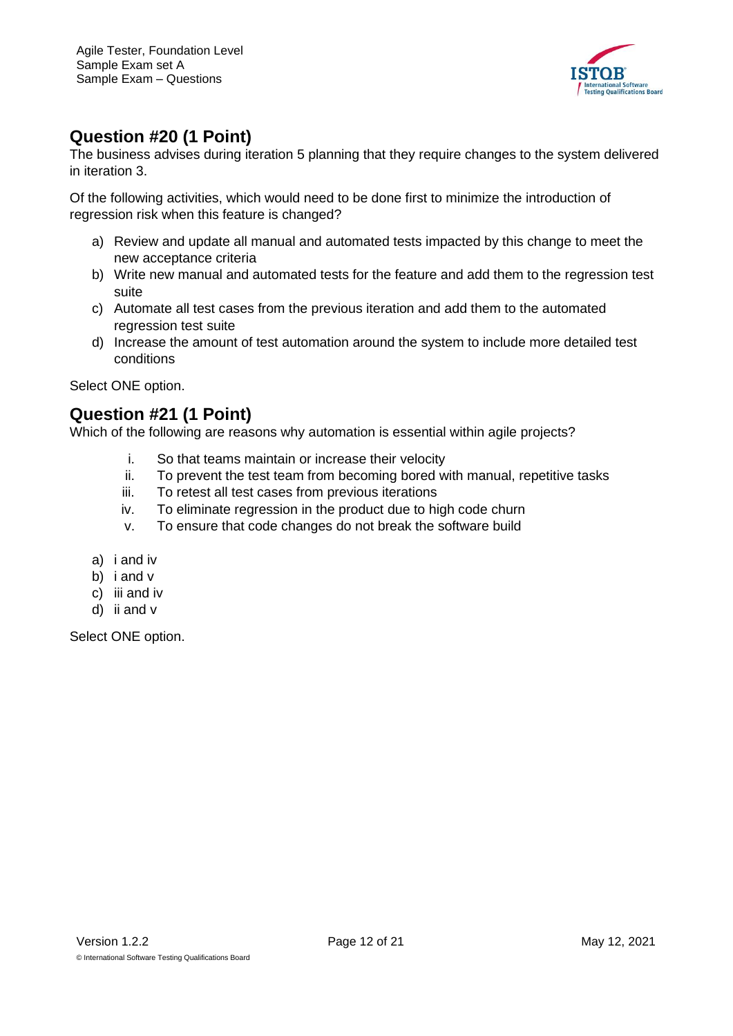## Question #20 (1 Point)

The business advises during iteration 5 planning that they require changes to the system delivered in iteration 3.

Of the following activities, which would need to be done first to minimize the introduction of regression risk when this feature is changed?

a) Review and update all manual and automated tests impacted by this change to meet the new acceptance criteria
b) Write new manual and automated tests for the feature and add them to the regression test suite
c) Automate all test cases from the previous iteration and add them to the automated regression test suite
d) Increase the amount of test automation around the system to include more detailed test conditions

Select ONE option.

## Question #21 (1 Point)

Which of the following are reasons why automation is essential within agile projects?

i. So that teams maintain or increase their velocity
ii. To prevent the test team from becoming bored with manual, repetitive tasks
iii. To retest all test cases from previous iterations
iv. To eliminate regression in the product due to high code churn
v. To ensure that code changes do not break the software build

a) i and iv
b) i and v
c) iii and iv
d) ii and v

Select ONE option.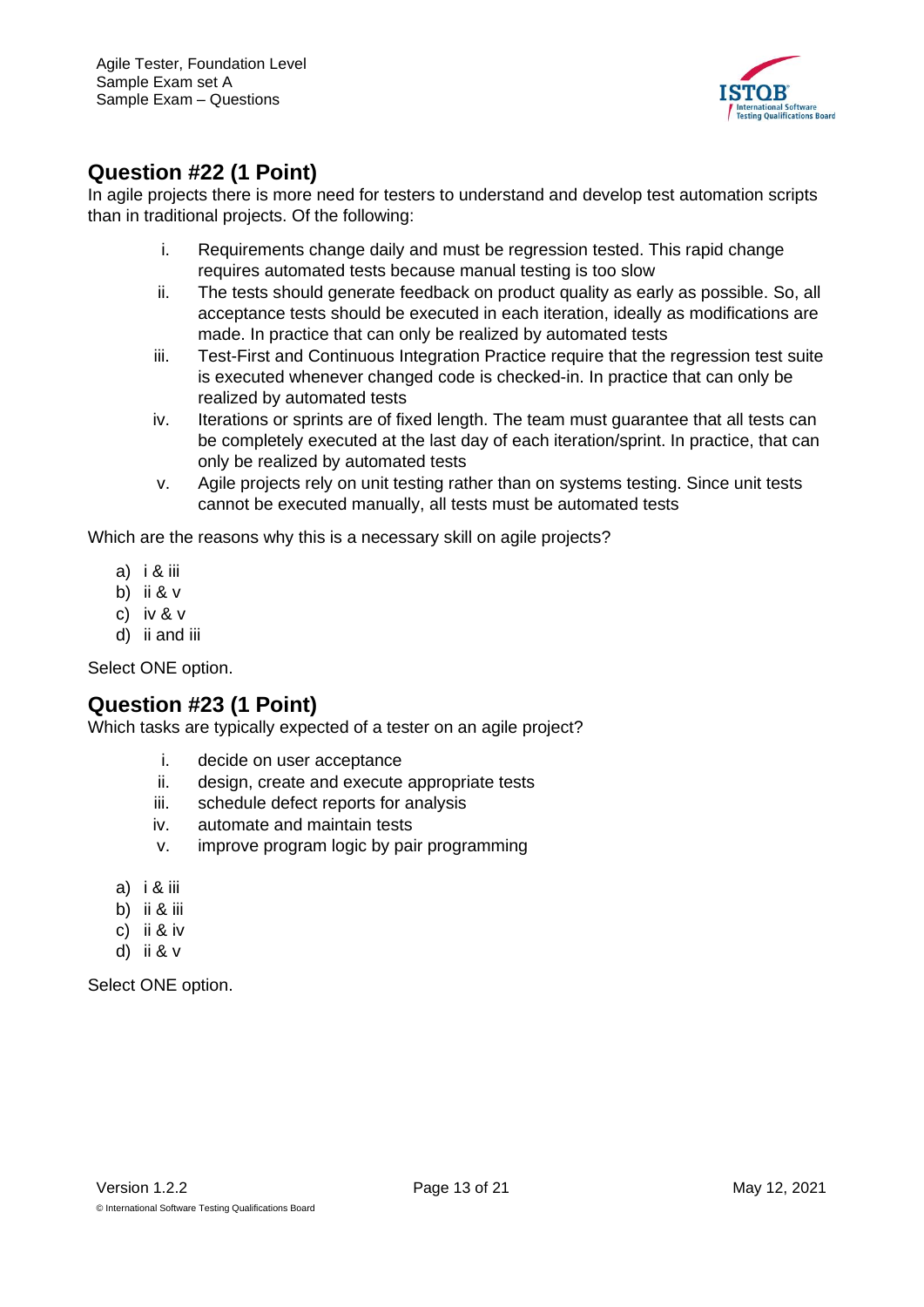## Question #22 (1 Point)

In agile projects there is more need for testers to understand and develop test automation scripts than in traditional projects. Of the following:

i. Requirements change daily and must be regression tested. This rapid change requires automated tests because manual testing is too slow
ii. The tests should generate feedback on product quality as early as possible. So, all acceptance tests should be executed in each iteration, ideally as modifications are made. In practice that can only be realized by automated tests
iii. Test-First and Continuous Integration Practice require that the regression test suite is executed whenever changed code is checked-in. In practice that can only be realized by automated tests
iv. Iterations or sprints are of fixed length. The team must guarantee that all tests can be completely executed at the last day of each iteration/sprint. In practice, that can only be realized by automated tests
v. Agile projects rely on unit testing rather than on systems testing. Since unit tests cannot be executed manually, all tests must be automated tests

Which are the reasons why this is a necessary skill on agile projects?

a) i & iii
b) ii & v
c) iv & v
d) ii and iii

Select ONE option.

## Question #23 (1 Point)

Which tasks are typically expected of a tester on an agile project?

i. decide on user acceptance
ii. design, create and execute appropriate tests
iii. schedule defect reports for analysis
iv. automate and maintain tests
v. improve program logic by pair programming

a) i & iii
b) ii & iii
c) ii & iv
d) ii & v

Select ONE option.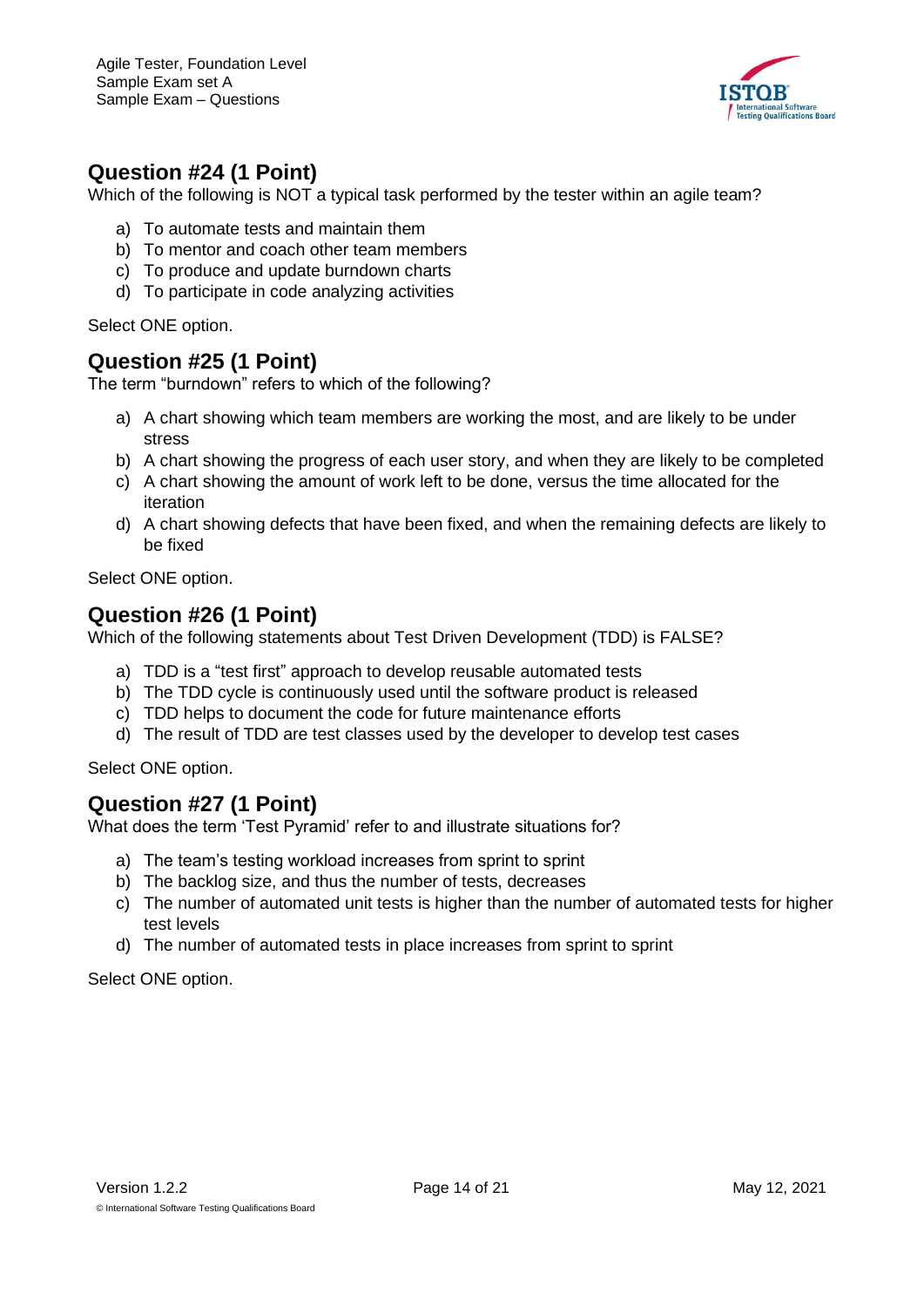## Question #24 (1 Point)

Which of the following is NOT a typical task performed by the tester within an agile team?

a) To automate tests and maintain them
b) To mentor and coach other team members
c) To produce and update burndown charts
d) To participate in code analyzing activities

Select ONE option.

## Question #25 (1 Point)

The term "burndown" refers to which of the following?

a) A chart showing which team members are working the most, and are likely to be under stress
b) A chart showing the progress of each user story, and when they are likely to be completed
c) A chart showing the amount of work left to be done, versus the time allocated for the iteration
d) A chart showing defects that have been fixed, and when the remaining defects are likely to be fixed

Select ONE option.

## Question #26 (1 Point)

Which of the following statements about Test Driven Development (TDD) is FALSE?

a) TDD is a "test first" approach to develop reusable automated tests
b) The TDD cycle is continuously used until the software product is released
c) TDD helps to document the code for future maintenance efforts
d) The result of TDD are test classes used by the developer to develop test cases

Select ONE option.

## Question #27 (1 Point)

What does the term 'Test Pyramid' refer to and illustrate situations for?

a) The team's testing workload increases from sprint to sprint
b) The backlog size, and thus the number of tests, decreases
c) The number of automated unit tests is higher than the number of automated tests for higher test levels
d) The number of automated tests in place increases from sprint to sprint

Select ONE option.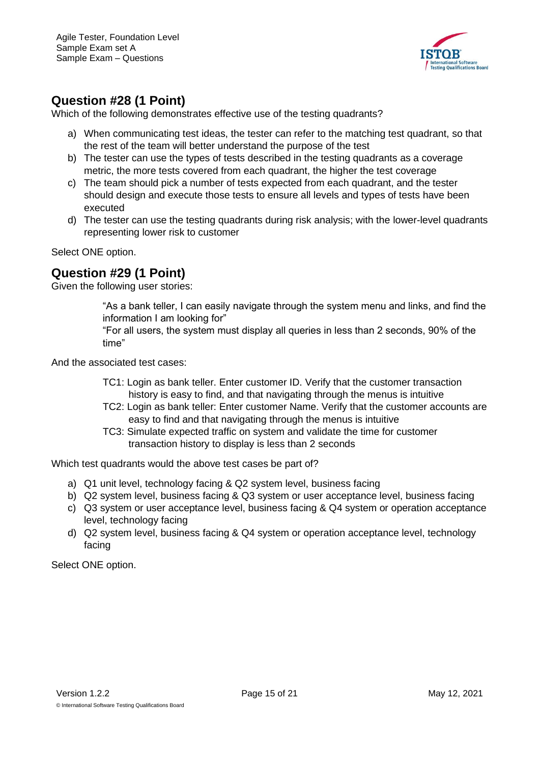## Question #28 (1 Point)

Which of the following demonstrates effective use of the testing quadrants?

a) When communicating test ideas, the tester can refer to the matching test quadrant, so that the rest of the team will better understand the purpose of the test
b) The tester can use the types of tests described in the testing quadrants as a coverage metric, the more tests covered from each quadrant, the higher the test coverage
c) The team should pick a number of tests expected from each quadrant, and the tester should design and execute those tests to ensure all levels and types of tests have been executed
d) The tester can use the testing quadrants during risk analysis; with the lower-level quadrants representing lower risk to customer

Select ONE option.

## Question #29 (1 Point)

Given the following user stories:

> "As a bank teller, I can easily navigate through the system menu and links, and find the information I am looking for"
> "For all users, the system must display all queries in less than 2 seconds, 90% of the time"

And the associated test cases:

> TC1: Login as bank teller. Enter customer ID. Verify that the customer transaction history is easy to find, and that navigating through the menus is intuitive
> TC2: Login as bank teller: Enter customer Name. Verify that the customer accounts are easy to find and that navigating through the menus is intuitive
> TC3: Simulate expected traffic on system and validate the time for customer transaction history to display is less than 2 seconds

Which test quadrants would the above test cases be part of?

a) Q1 unit level, technology facing & Q2 system level, business facing
b) Q2 system level, business facing & Q3 system or user acceptance level, business facing
c) Q3 system or user acceptance level, business facing & Q4 system or operation acceptance level, technology facing
d) Q2 system level, business facing & Q4 system or operation acceptance level, technology facing

Select ONE option.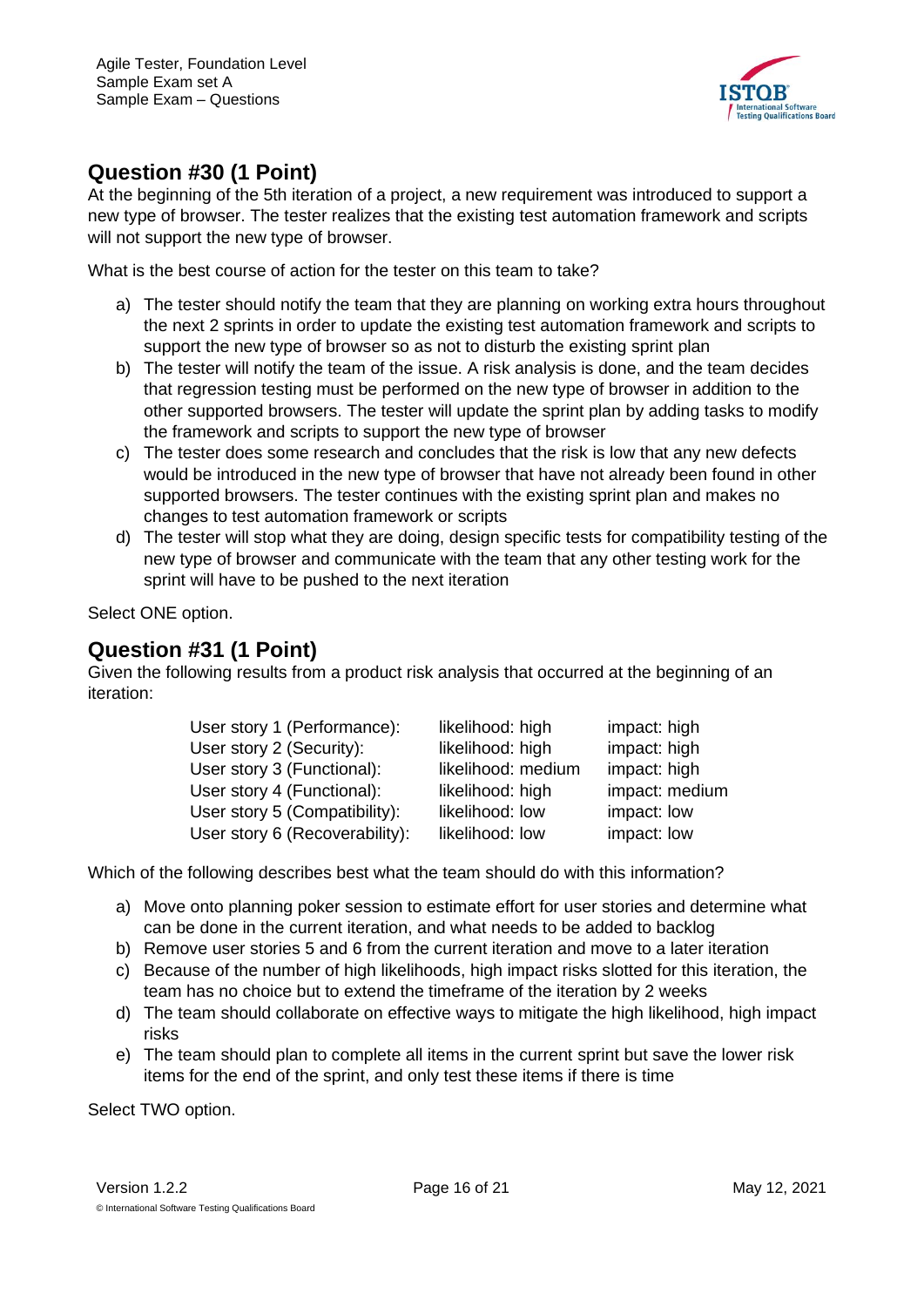## Question #30 (1 Point)

At the beginning of the 5th iteration of a project, a new requirement was introduced to support a new type of browser. The tester realizes that the existing test automation framework and scripts will not support the new type of browser.

What is the best course of action for the tester on this team to take?

a) The tester should notify the team that they are planning on working extra hours throughout the next 2 sprints in order to update the existing test automation framework and scripts to support the new type of browser so as not to disturb the existing sprint plan
b) The tester will notify the team of the issue. A risk analysis is done, and the team decides that regression testing must be performed on the new type of browser in addition to the other supported browsers. The tester will update the sprint plan by adding tasks to modify the framework and scripts to support the new type of browser
c) The tester does some research and concludes that the risk is low that any new defects would be introduced in the new type of browser that have not already been found in other supported browsers. The tester continues with the existing sprint plan and makes no changes to test automation framework or scripts
d) The tester will stop what they are doing, design specific tests for compatibility testing of the new type of browser and communicate with the team that any other testing work for the sprint will have to be pushed to the next iteration

Select ONE option.

## Question #31 (1 Point)

Given the following results from a product risk analysis that occurred at the beginning of an iteration:

| | | |
|---|---|---|
| User story 1 (Performance): | likelihood: high | impact: high |
| User story 2 (Security): | likelihood: high | impact: high |
| User story 3 (Functional): | likelihood: medium | impact: high |
| User story 4 (Functional): | likelihood: high | impact: medium |
| User story 5 (Compatibility): | likelihood: low | impact: low |
| User story 6 (Recoverability): | likelihood: low | impact: low |

Which of the following describes best what the team should do with this information?

a) Move onto planning poker session to estimate effort for user stories and determine what can be done in the current iteration, and what needs to be added to backlog
b) Remove user stories 5 and 6 from the current iteration and move to a later iteration
c) Because of the number of high likelihoods, high impact risks slotted for this iteration, the team has no choice but to extend the timeframe of the iteration by 2 weeks
d) The team should collaborate on effective ways to mitigate the high likelihood, high impact risks
e) The team should plan to complete all items in the current sprint but save the lower risk items for the end of the sprint, and only test these items if there is time

Select TWO option.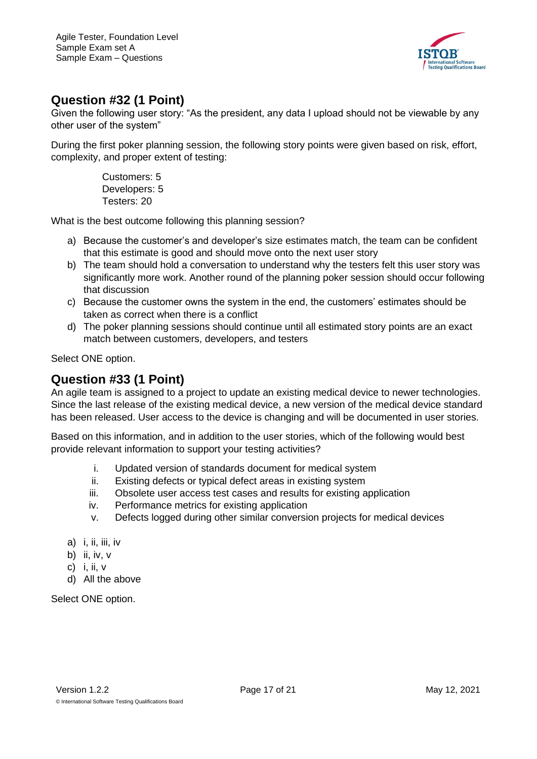## Question #32 (1 Point)

Given the following user story: "As the president, any data I upload should not be viewable by any other user of the system"

During the first poker planning session, the following story points were given based on risk, effort, complexity, and proper extent of testing:

Customers: 5
Developers: 5
Testers: 20

What is the best outcome following this planning session?

a) Because the customer's and developer's size estimates match, the team can be confident that this estimate is good and should move onto the next user story
b) The team should hold a conversation to understand why the testers felt this user story was significantly more work. Another round of the planning poker session should occur following that discussion
c) Because the customer owns the system in the end, the customers' estimates should be taken as correct when there is a conflict
d) The poker planning sessions should continue until all estimated story points are an exact match between customers, developers, and testers

Select ONE option.

## Question #33 (1 Point)

An agile team is assigned to a project to update an existing medical device to newer technologies. Since the last release of the existing medical device, a new version of the medical device standard has been released. User access to the device is changing and will be documented in user stories.

Based on this information, and in addition to the user stories, which of the following would best provide relevant information to support your testing activities?

i. Updated version of standards document for medical system
ii. Existing defects or typical defect areas in existing system
iii. Obsolete user access test cases and results for existing application
iv. Performance metrics for existing application
v. Defects logged during other similar conversion projects for medical devices

a) i, ii, iii, iv
b) ii, iv, v
c) i, ii, v
d) All the above

Select ONE option.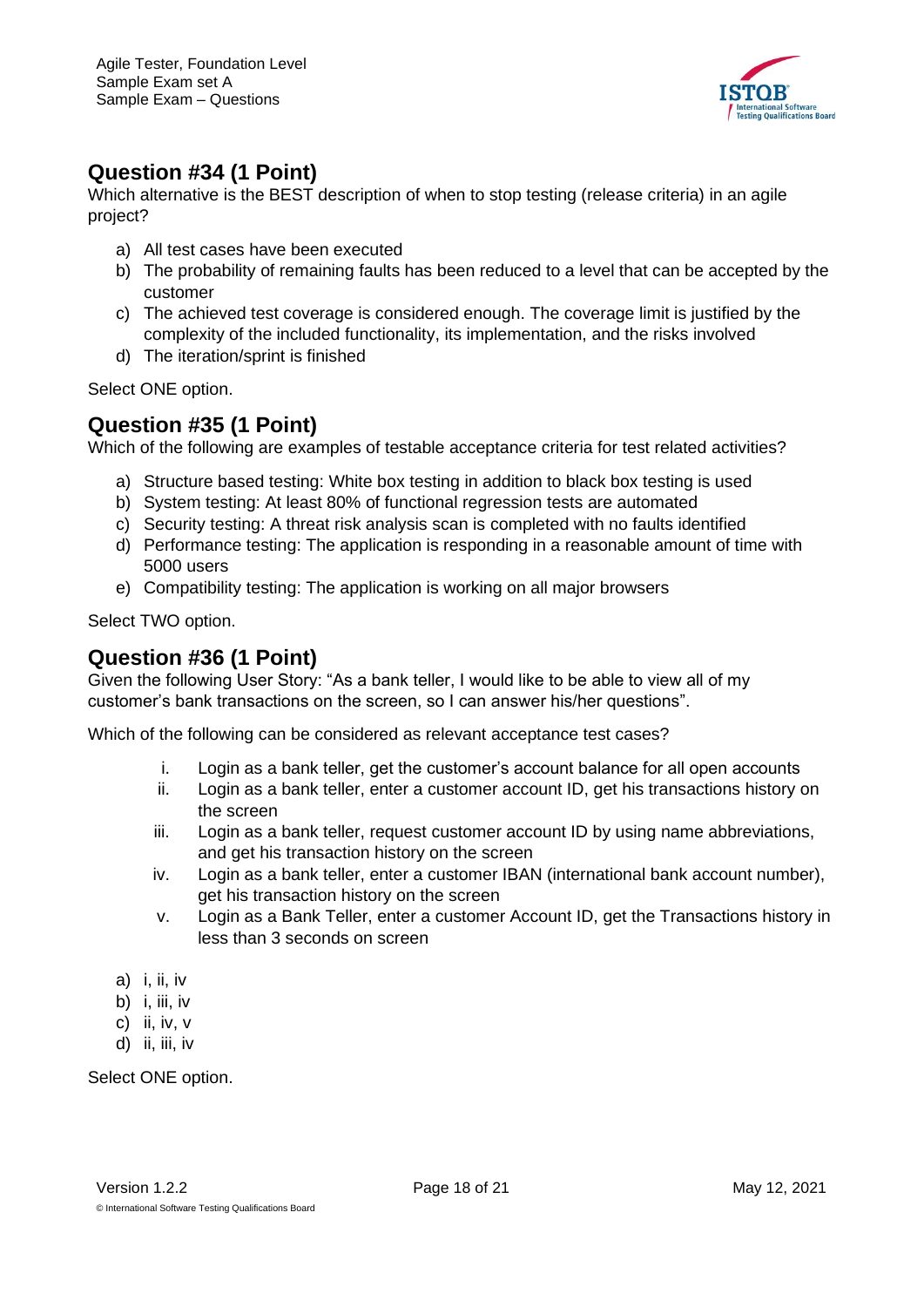## Question #34 (1 Point)

Which alternative is the BEST description of when to stop testing (release criteria) in an agile project?

a) All test cases have been executed
b) The probability of remaining faults has been reduced to a level that can be accepted by the customer
c) The achieved test coverage is considered enough. The coverage limit is justified by the complexity of the included functionality, its implementation, and the risks involved
d) The iteration/sprint is finished

Select ONE option.

## Question #35 (1 Point)

Which of the following are examples of testable acceptance criteria for test related activities?

a) Structure based testing: White box testing in addition to black box testing is used
b) System testing: At least 80% of functional regression tests are automated
c) Security testing: A threat risk analysis scan is completed with no faults identified
d) Performance testing: The application is responding in a reasonable amount of time with 5000 users
e) Compatibility testing: The application is working on all major browsers

Select TWO option.

## Question #36 (1 Point)

Given the following User Story: "As a bank teller, I would like to be able to view all of my customer's bank transactions on the screen, so I can answer his/her questions".

Which of the following can be considered as relevant acceptance test cases?

i. Login as a bank teller, get the customer's account balance for all open accounts
ii. Login as a bank teller, enter a customer account ID, get his transactions history on the screen
iii. Login as a bank teller, request customer account ID by using name abbreviations, and get his transaction history on the screen
iv. Login as a bank teller, enter a customer IBAN (international bank account number), get his transaction history on the screen
v. Login as a Bank Teller, enter a customer Account ID, get the Transactions history in less than 3 seconds on screen

a) i, ii, iv
b) i, iii, iv
c) ii, iv, v
d) ii, iii, iv

Select ONE option.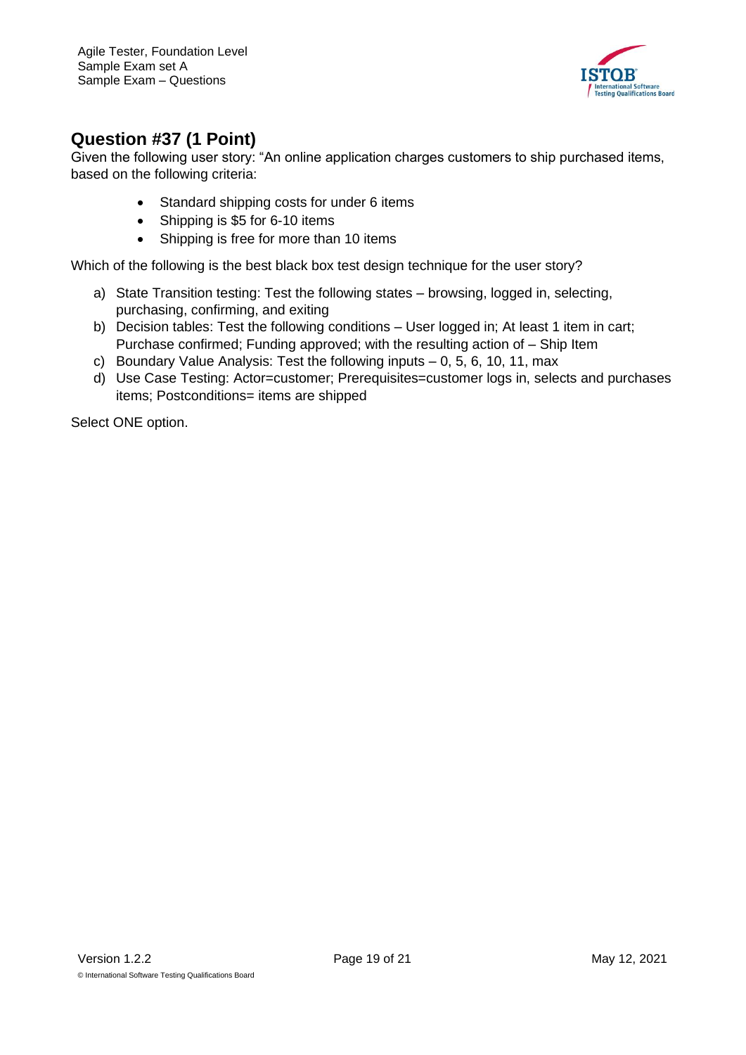## Question #37 (1 Point)

Given the following user story: "An online application charges customers to ship purchased items, based on the following criteria:

- Standard shipping costs for under 6 items
- Shipping is $5 for 6-10 items
- Shipping is free for more than 10 items

Which of the following is the best black box test design technique for the user story?

a) State Transition testing: Test the following states – browsing, logged in, selecting, purchasing, confirming, and exiting
b) Decision tables: Test the following conditions – User logged in; At least 1 item in cart; Purchase confirmed; Funding approved; with the resulting action of – Ship Item
c) Boundary Value Analysis: Test the following inputs – 0, 5, 6, 10, 11, max
d) Use Case Testing: Actor=customer; Prerequisites=customer logs in, selects and purchases items; Postconditions= items are shipped

Select ONE option.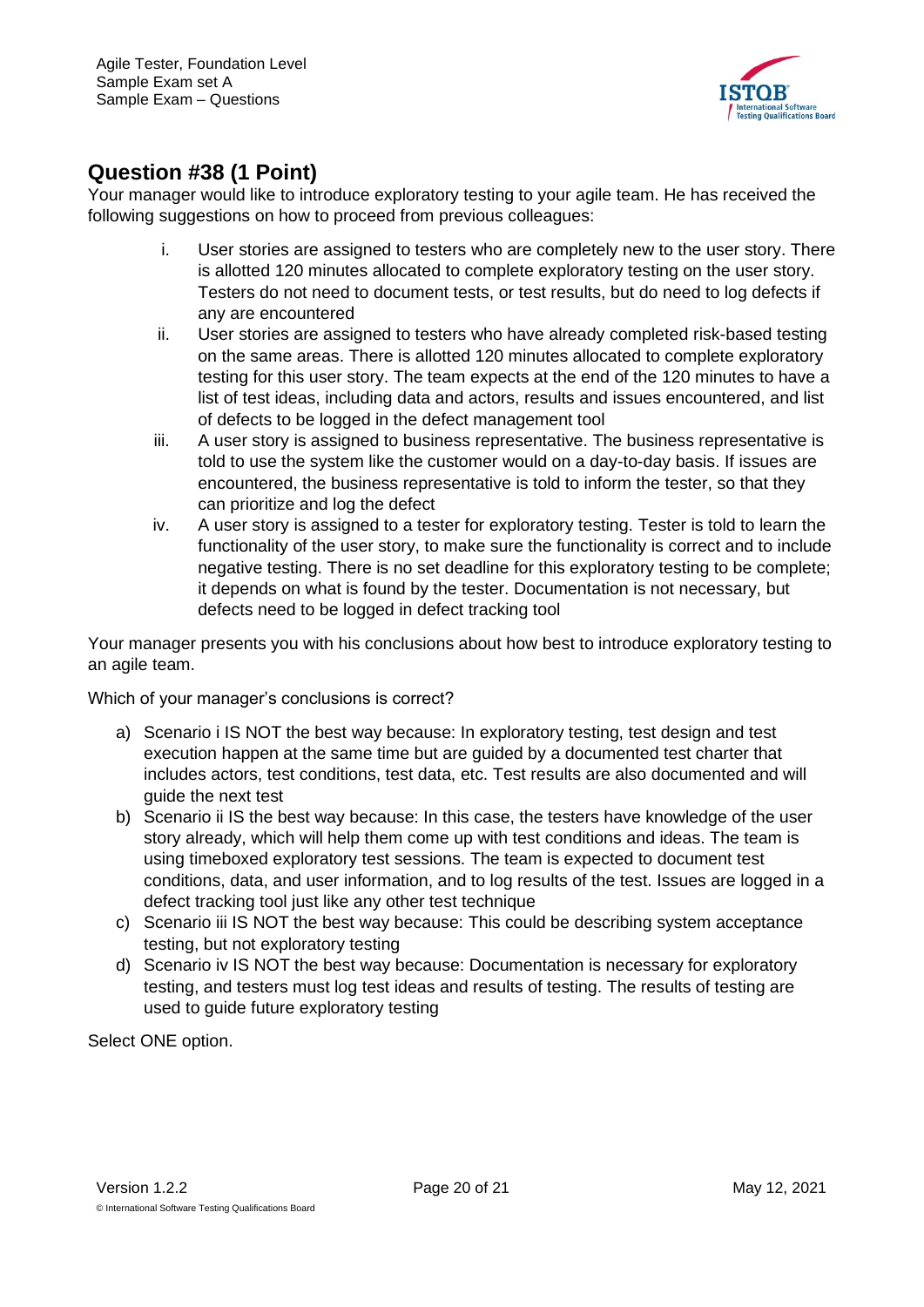## Question #38 (1 Point)

Your manager would like to introduce exploratory testing to your agile team. He has received the following suggestions on how to proceed from previous colleagues:

i. User stories are assigned to testers who are completely new to the user story. There is allotted 120 minutes allocated to complete exploratory testing on the user story. Testers do not need to document tests, or test results, but do need to log defects if any are encountered
ii. User stories are assigned to testers who have already completed risk-based testing on the same areas. There is allotted 120 minutes allocated to complete exploratory testing for this user story. The team expects at the end of the 120 minutes to have a list of test ideas, including data and actors, results and issues encountered, and list of defects to be logged in the defect management tool
iii. A user story is assigned to business representative. The business representative is told to use the system like the customer would on a day-to-day basis. If issues are encountered, the business representative is told to inform the tester, so that they can prioritize and log the defect
iv. A user story is assigned to a tester for exploratory testing. Tester is told to learn the functionality of the user story, to make sure the functionality is correct and to include negative testing. There is no set deadline for this exploratory testing to be complete; it depends on what is found by the tester. Documentation is not necessary, but defects need to be logged in defect tracking tool

Your manager presents you with his conclusions about how best to introduce exploratory testing to an agile team.

Which of your manager's conclusions is correct?

a) Scenario i IS NOT the best way because: In exploratory testing, test design and test execution happen at the same time but are guided by a documented test charter that includes actors, test conditions, test data, etc. Test results are also documented and will guide the next test
b) Scenario ii IS the best way because: In this case, the testers have knowledge of the user story already, which will help them come up with test conditions and ideas. The team is using timeboxed exploratory test sessions. The team is expected to document test conditions, data, and user information, and to log results of the test. Issues are logged in a defect tracking tool just like any other test technique
c) Scenario iii IS NOT the best way because: This could be describing system acceptance testing, but not exploratory testing
d) Scenario iv IS NOT the best way because: Documentation is necessary for exploratory testing, and testers must log test ideas and results of testing. The results of testing are used to guide future exploratory testing

Select ONE option.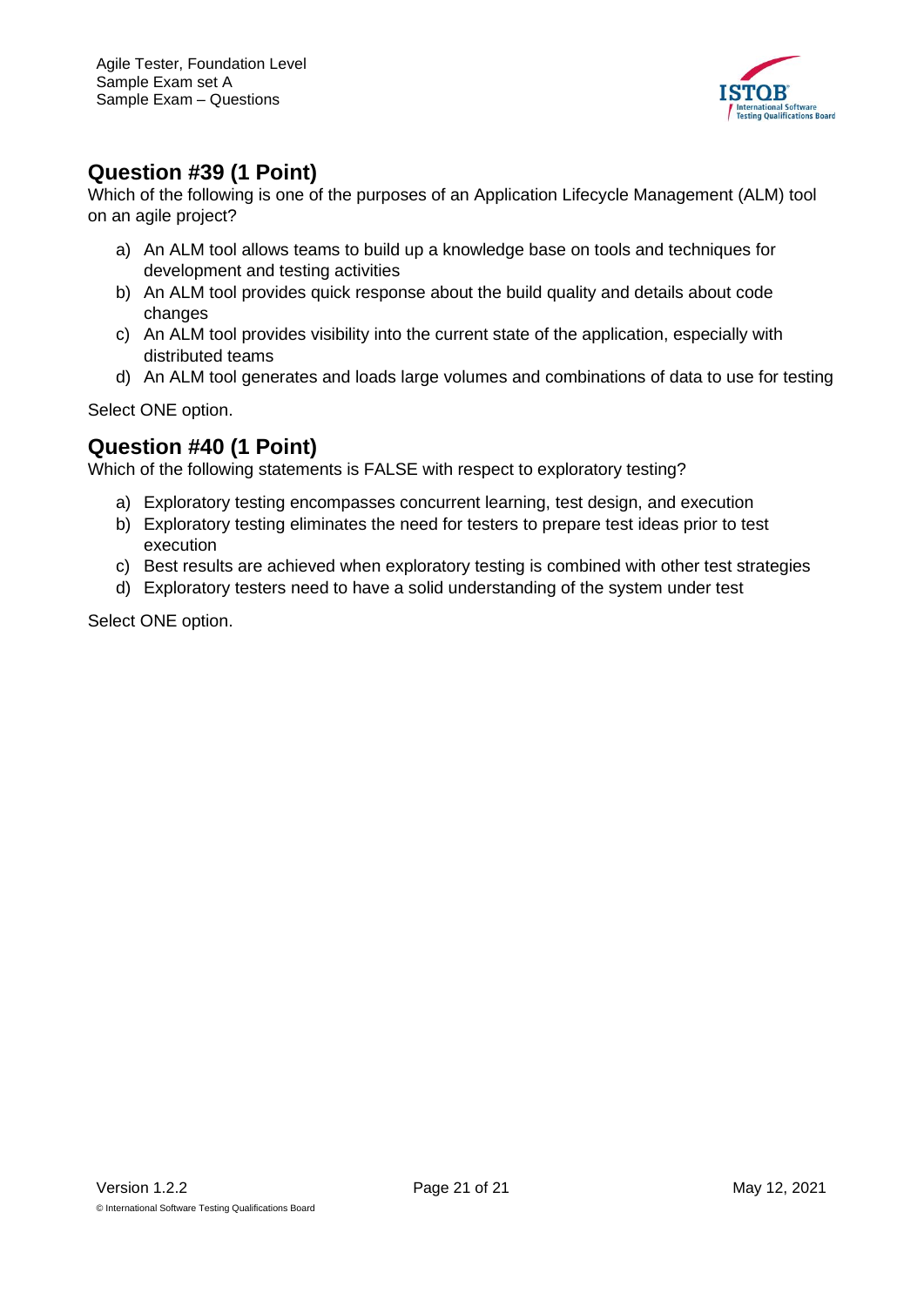## Question #39 (1 Point)

Which of the following is one of the purposes of an Application Lifecycle Management (ALM) tool on an agile project?

a) An ALM tool allows teams to build up a knowledge base on tools and techniques for development and testing activities
b) An ALM tool provides quick response about the build quality and details about code changes
c) An ALM tool provides visibility into the current state of the application, especially with distributed teams
d) An ALM tool generates and loads large volumes and combinations of data to use for testing

Select ONE option.

## Question #40 (1 Point)

Which of the following statements is FALSE with respect to exploratory testing?

a) Exploratory testing encompasses concurrent learning, test design, and execution
b) Exploratory testing eliminates the need for testers to prepare test ideas prior to test execution
c) Best results are achieved when exploratory testing is combined with other test strategies
d) Exploratory testers need to have a solid understanding of the system under test

Select ONE option.